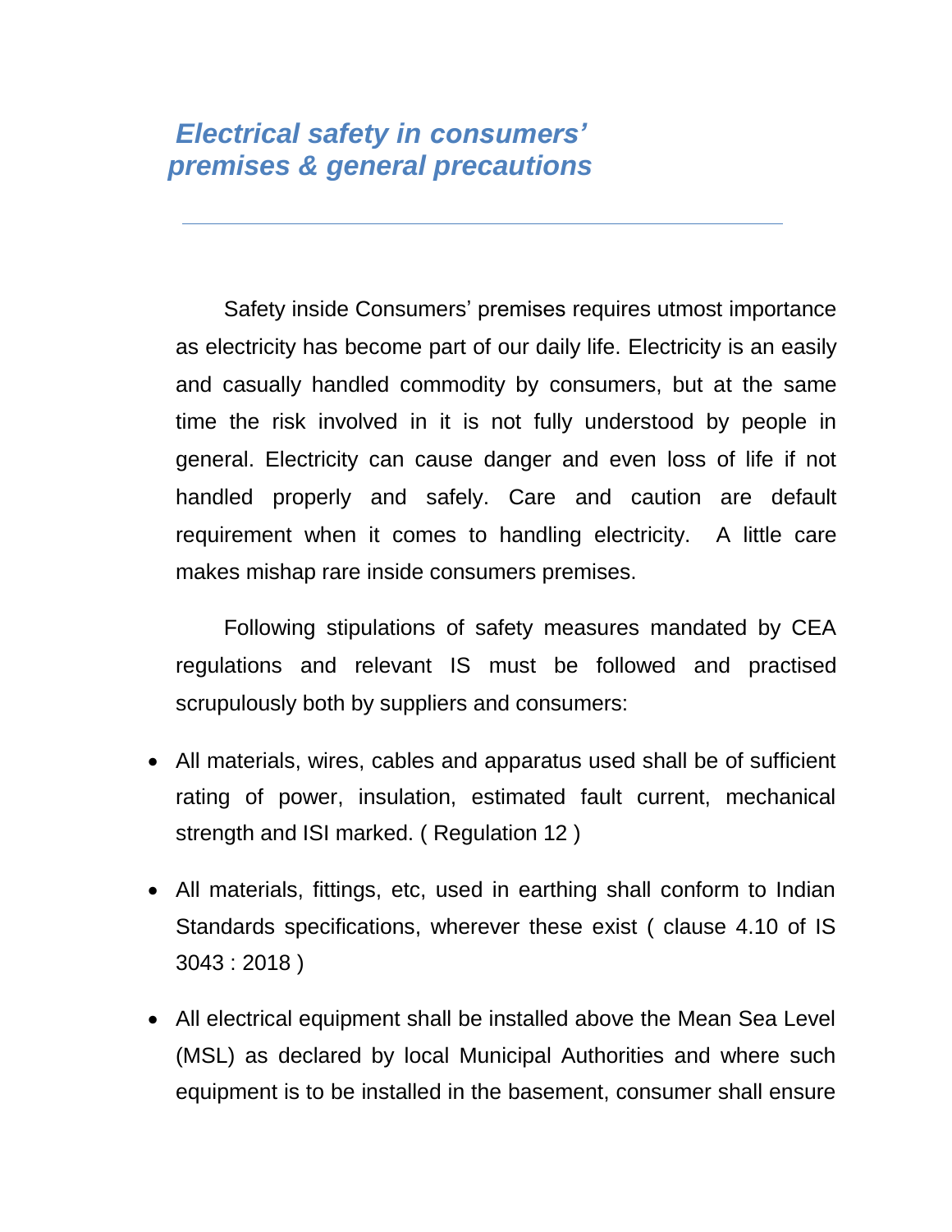# *Electrical safety in consumers' premises & general precautions*

Safety inside Consumers' premises requires utmost importance as electricity has become part of our daily life. Electricity is an easily and casually handled commodity by consumers, but at the same time the risk involved in it is not fully understood by people in general. Electricity can cause danger and even loss of life if not handled properly and safely. Care and caution are default requirement when it comes to handling electricity. A little care makes mishap rare inside consumers premises.

Following stipulations of safety measures mandated by CEA regulations and relevant IS must be followed and practised scrupulously both by suppliers and consumers:

- All materials, wires, cables and apparatus used shall be of sufficient rating of power, insulation, estimated fault current, mechanical strength and ISI marked. ( Regulation 12 )
- All materials, fittings, etc, used in earthing shall conform to Indian Standards specifications, wherever these exist ( clause 4.10 of IS 3043 : 2018 )
- All electrical equipment shall be installed above the Mean Sea Level (MSL) as declared by local Municipal Authorities and where such equipment is to be installed in the basement, consumer shall ensure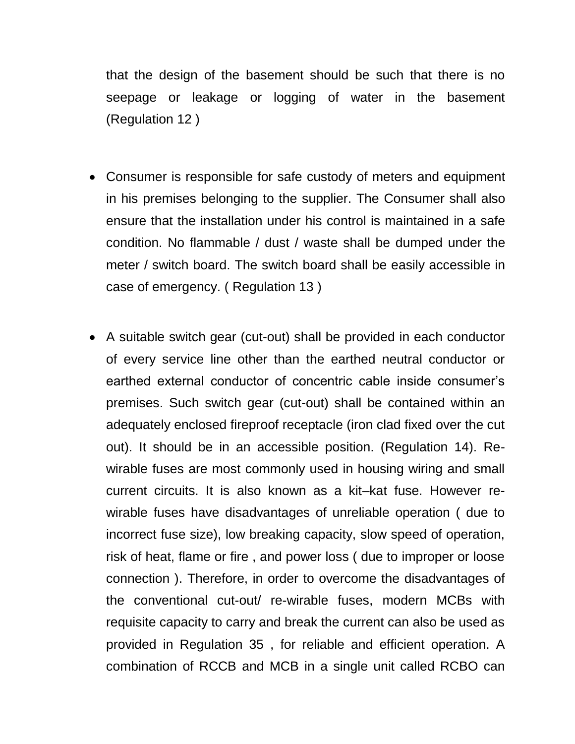that the design of the basement should be such that there is no seepage or leakage or logging of water in the basement (Regulation 12 )

- Consumer is responsible for safe custody of meters and equipment in his premises belonging to the supplier. The Consumer shall also ensure that the installation under his control is maintained in a safe condition. No flammable / dust / waste shall be dumped under the meter / switch board. The switch board shall be easily accessible in case of emergency. ( Regulation 13 )

- A suitable switch gear (cut-out) shall be provided in each conductor of every service line other than the earthed neutral conductor or earthed external conductor of concentric cable inside consumer's premises. Such switch gear (cut-out) shall be contained within an adequately enclosed fireproof receptacle (iron clad fixed over the cut out). It should be in an accessible position. (Regulation 14). Re-wirable fuses are most commonly used in housing wiring and small current circuits. It is also known as a kit–kat fuse. However re-wirable fuses have disadvantages of unreliable operation ( due to incorrect fuse size), low breaking capacity, slow speed of operation, risk of heat, flame or fire , and power loss ( due to improper or loose connection ). Therefore, in order to overcome the disadvantages of the conventional cut-out/ re-wirable fuses, modern MCBs with requisite capacity to carry and break the current can also be used as provided in Regulation 35 , for reliable and efficient operation. A combination of RCCB and MCB in a single unit called RCBO can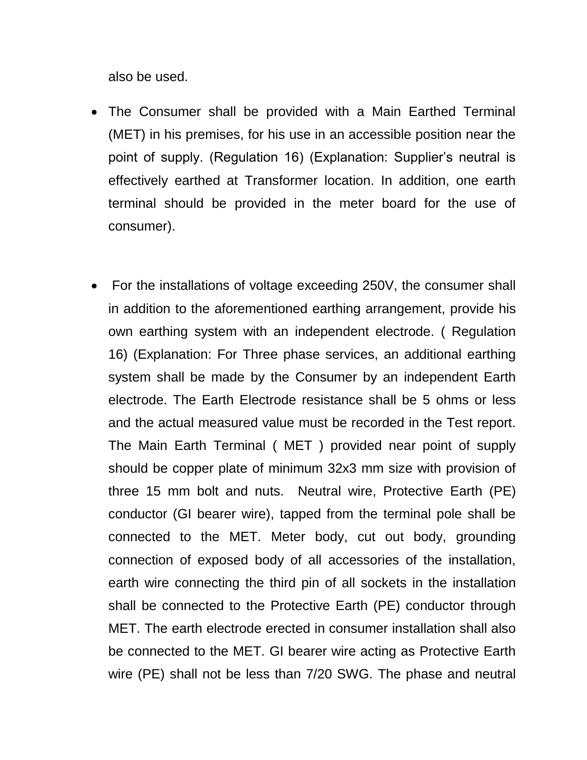also be used.

- The Consumer shall be provided with a Main Earthed Terminal (MET) in his premises, for his use in an accessible position near the point of supply. (Regulation 16) (Explanation: Supplier's neutral is effectively earthed at Transformer location. In addition, one earth terminal should be provided in the meter board for the use of consumer).

- For the installations of voltage exceeding 250V, the consumer shall in addition to the aforementioned earthing arrangement, provide his own earthing system with an independent electrode. ( Regulation 16) (Explanation: For Three phase services, an additional earthing system shall be made by the Consumer by an independent Earth electrode. The Earth Electrode resistance shall be 5 ohms or less and the actual measured value must be recorded in the Test report. The Main Earth Terminal ( MET ) provided near point of supply should be copper plate of minimum 32x3 mm size with provision of three 15 mm bolt and nuts. Neutral wire, Protective Earth (PE) conductor (GI bearer wire), tapped from the terminal pole shall be connected to the MET. Meter body, cut out body, grounding connection of exposed body of all accessories of the installation, earth wire connecting the third pin of all sockets in the installation shall be connected to the Protective Earth (PE) conductor through MET. The earth electrode erected in consumer installation shall also be connected to the MET. GI bearer wire acting as Protective Earth wire (PE) shall not be less than 7/20 SWG. The phase and neutral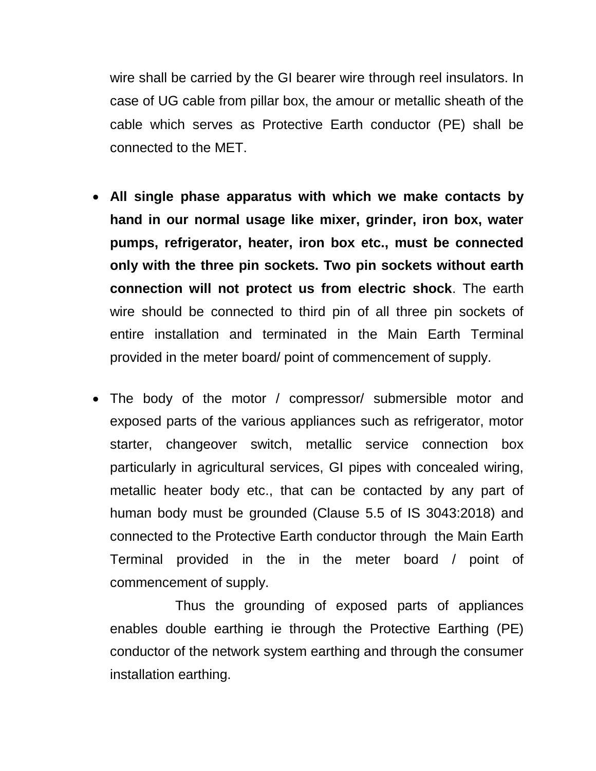wire shall be carried by the GI bearer wire through reel insulators. In case of UG cable from pillar box, the amour or metallic sheath of the cable which serves as Protective Earth conductor (PE) shall be connected to the MET.

- **All single phase apparatus with which we make contacts by hand in our normal usage like mixer, grinder, iron box, water pumps, refrigerator, heater, iron box etc., must be connected only with the three pin sockets. Two pin sockets without earth connection will not protect us from electric shock**. The earth wire should be connected to third pin of all three pin sockets of entire installation and terminated in the Main Earth Terminal provided in the meter board/ point of commencement of supply.

- The body of the motor / compressor/ submersible motor and exposed parts of the various appliances such as refrigerator, motor starter, changeover switch, metallic service connection box particularly in agricultural services, GI pipes with concealed wiring, metallic heater body etc., that can be contacted by any part of human body must be grounded (Clause 5.5 of IS 3043:2018) and connected to the Protective Earth conductor through the Main Earth Terminal provided in the in the meter board / point of commencement of supply.

  Thus the grounding of exposed parts of appliances enables double earthing ie through the Protective Earthing (PE) conductor of the network system earthing and through the consumer installation earthing.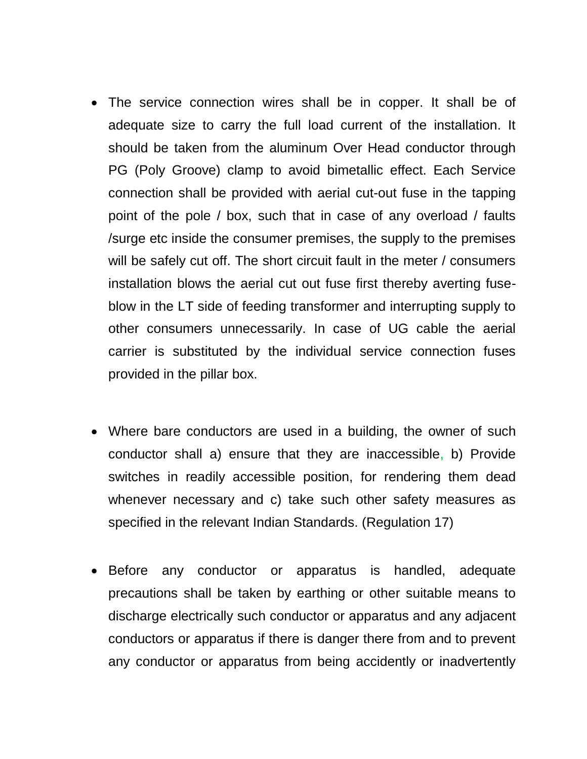- The service connection wires shall be in copper. It shall be of adequate size to carry the full load current of the installation. It should be taken from the aluminum Over Head conductor through PG (Poly Groove) clamp to avoid bimetallic effect. Each Service connection shall be provided with aerial cut-out fuse in the tapping point of the pole / box, such that in case of any overload / faults /surge etc inside the consumer premises, the supply to the premises will be safely cut off. The short circuit fault in the meter / consumers installation blows the aerial cut out fuse first thereby averting fuse-blow in the LT side of feeding transformer and interrupting supply to other consumers unnecessarily. In case of UG cable the aerial carrier is substituted by the individual service connection fuses provided in the pillar box.

- Where bare conductors are used in a building, the owner of such conductor shall a) ensure that they are inaccessible, b) Provide switches in readily accessible position, for rendering them dead whenever necessary and c) take such other safety measures as specified in the relevant Indian Standards. (Regulation 17)

- Before any conductor or apparatus is handled, adequate precautions shall be taken by earthing or other suitable means to discharge electrically such conductor or apparatus and any adjacent conductors or apparatus if there is danger there from and to prevent any conductor or apparatus from being accidently or inadvertently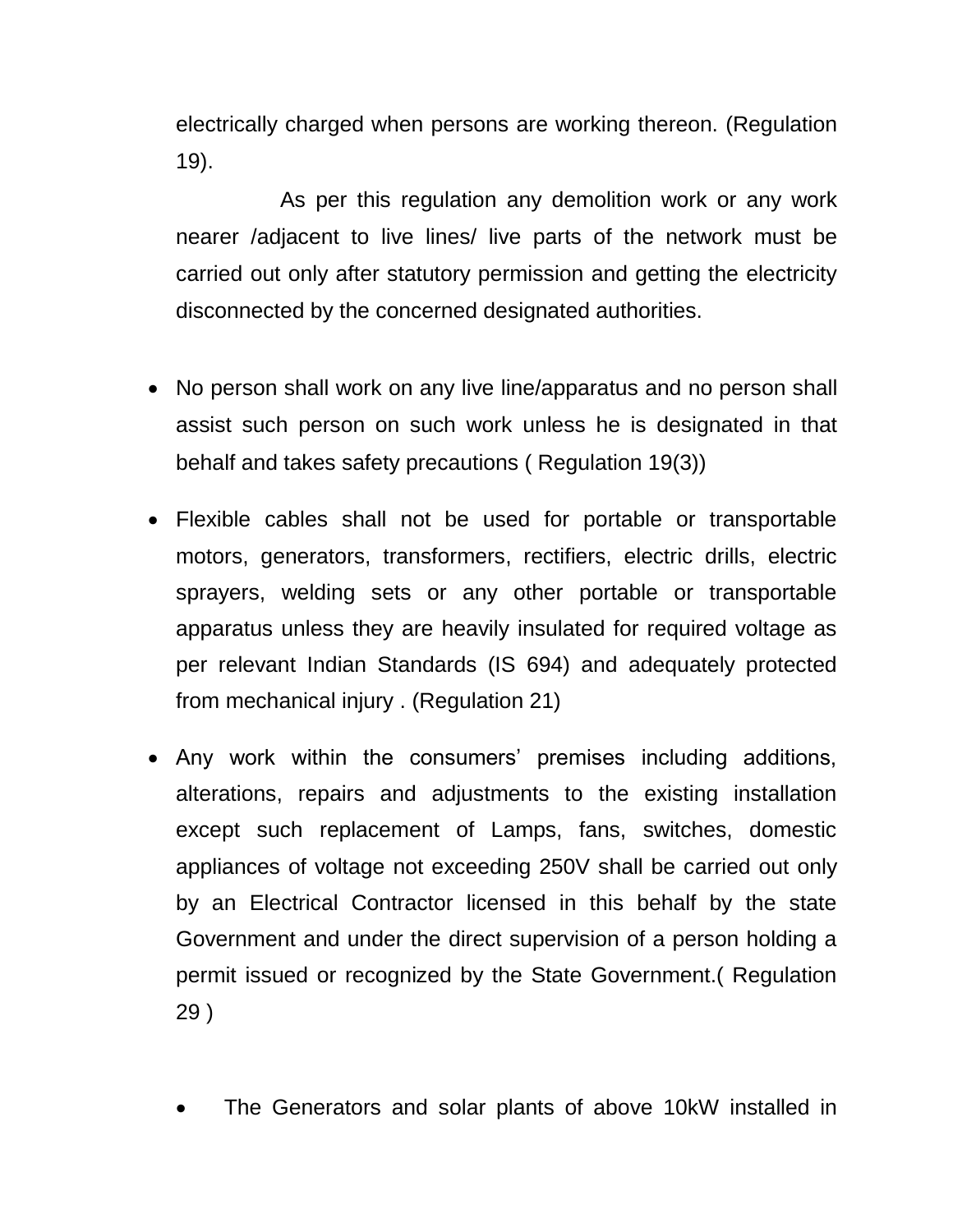electrically charged when persons are working thereon. (Regulation 19).

As per this regulation any demolition work or any work nearer /adjacent to live lines/ live parts of the network must be carried out only after statutory permission and getting the electricity disconnected by the concerned designated authorities.

- No person shall work on any live line/apparatus and no person shall assist such person on such work unless he is designated in that behalf and takes safety precautions ( Regulation 19(3))
- Flexible cables shall not be used for portable or transportable motors, generators, transformers, rectifiers, electric drills, electric sprayers, welding sets or any other portable or transportable apparatus unless they are heavily insulated for required voltage as per relevant Indian Standards (IS 694) and adequately protected from mechanical injury . (Regulation 21)
- Any work within the consumers' premises including additions, alterations, repairs and adjustments to the existing installation except such replacement of Lamps, fans, switches, domestic appliances of voltage not exceeding 250V shall be carried out only by an Electrical Contractor licensed in this behalf by the state Government and under the direct supervision of a person holding a permit issued or recognized by the State Government.( Regulation 29 )

- The Generators and solar plants of above 10kW installed in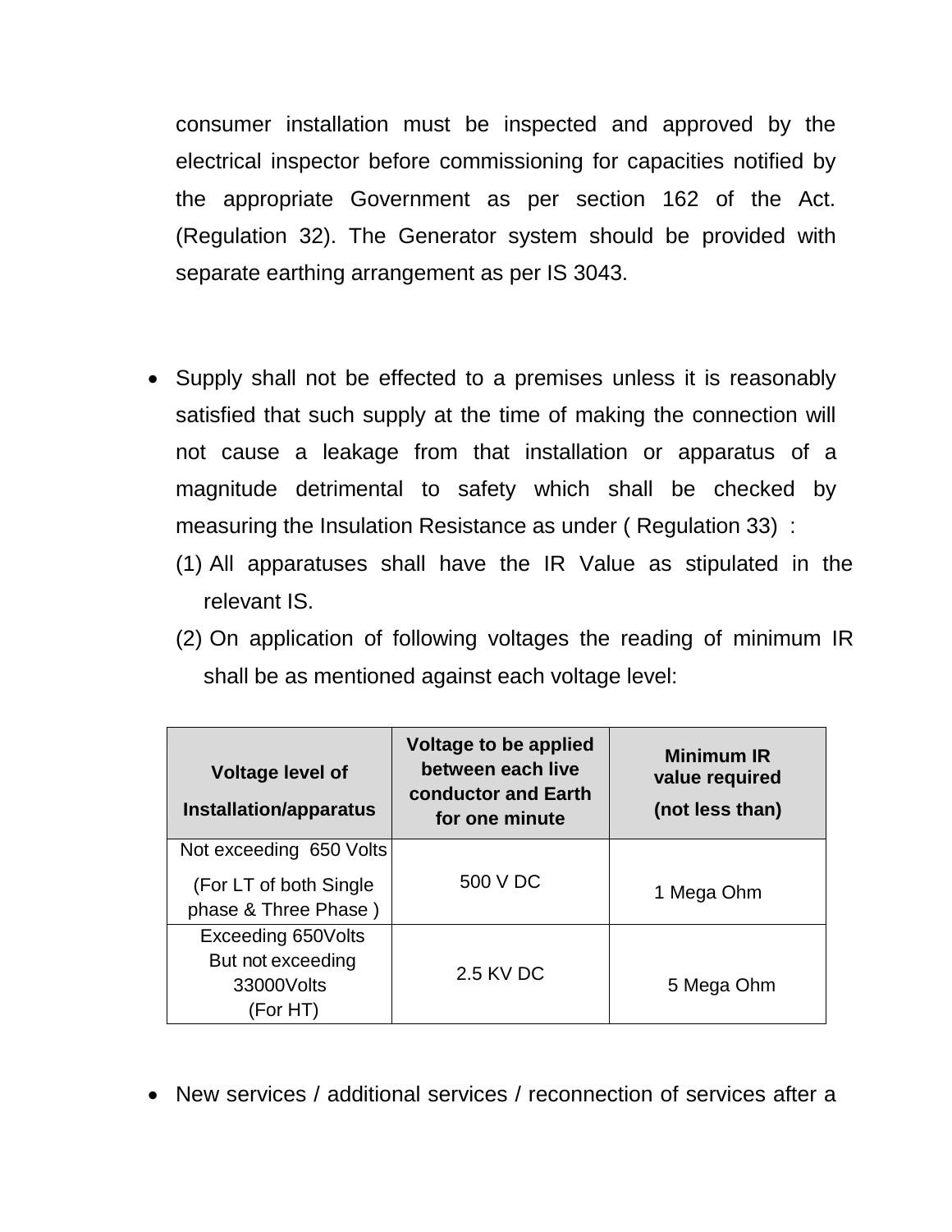consumer installation must be inspected and approved by the electrical inspector before commissioning for capacities notified by the appropriate Government as per section 162 of the Act. (Regulation 32). The Generator system should be provided with separate earthing arrangement as per IS 3043.

- Supply shall not be effected to a premises unless it is reasonably satisfied that such supply at the time of making the connection will not cause a leakage from that installation or apparatus of a magnitude detrimental to safety which shall be checked by measuring the Insulation Resistance as under ( Regulation 33) :
  (1) All apparatuses shall have the IR Value as stipulated in the relevant IS.
  (2) On application of following voltages the reading of minimum IR shall be as mentioned against each voltage level:

| Voltage level of Installation/apparatus | Voltage to be applied between each live conductor and Earth for one minute | Minimum IR value required (not less than) |
|---|---|---|
| Not exceeding 650 Volts (For LT of both Single phase & Three Phase ) | 500 V DC | 1 Mega Ohm |
| Exceeding 650Volts But not exceeding 33000Volts (For HT) | 2.5 KV DC | 5 Mega Ohm |

- New services / additional services / reconnection of services after a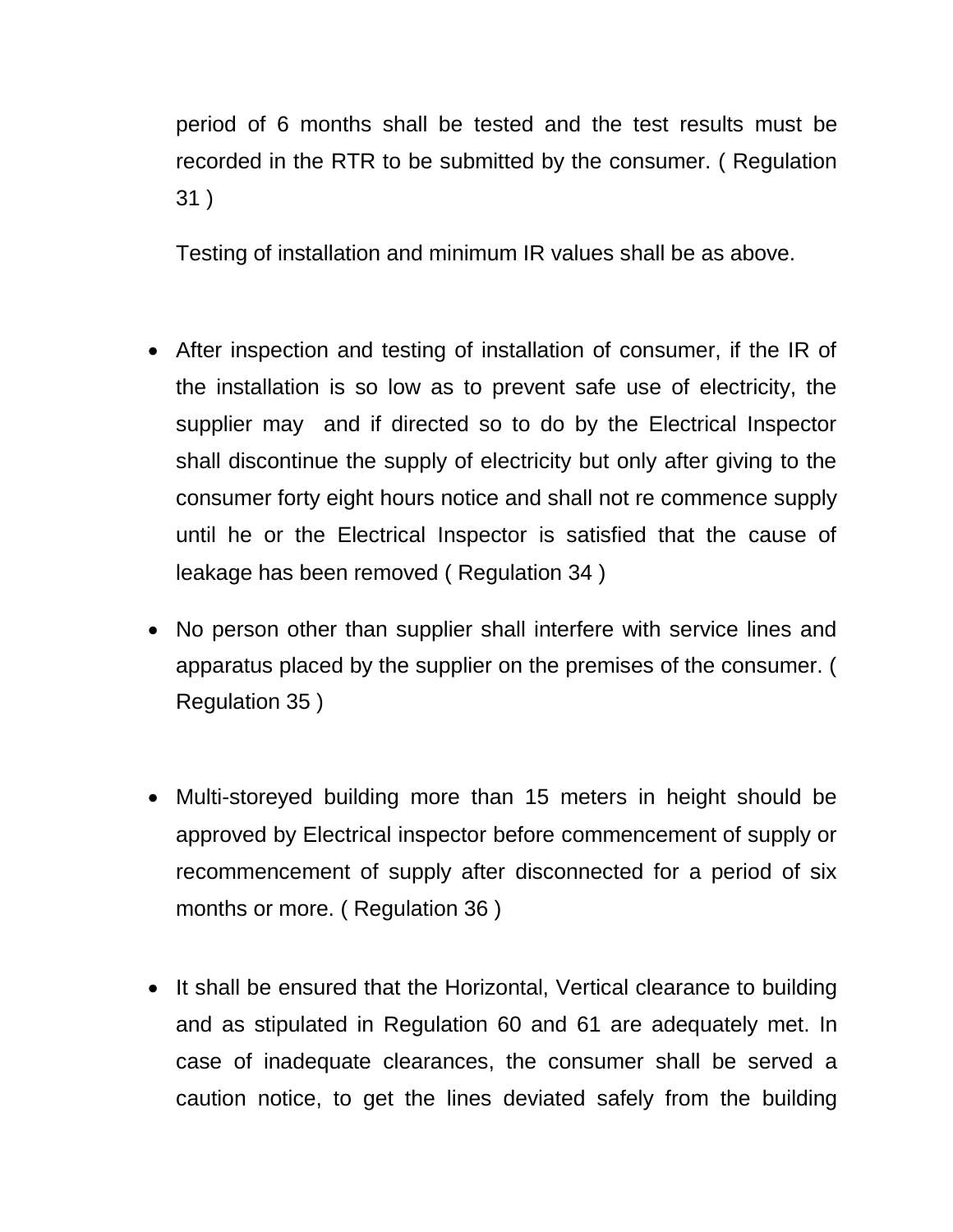period of 6 months shall be tested and the test results must be recorded in the RTR to be submitted by the consumer. ( Regulation 31 )

Testing of installation and minimum IR values shall be as above.

- After inspection and testing of installation of consumer, if the IR of the installation is so low as to prevent safe use of electricity, the supplier may and if directed so to do by the Electrical Inspector shall discontinue the supply of electricity but only after giving to the consumer forty eight hours notice and shall not re commence supply until he or the Electrical Inspector is satisfied that the cause of leakage has been removed ( Regulation 34 )

- No person other than supplier shall interfere with service lines and apparatus placed by the supplier on the premises of the consumer. ( Regulation 35 )

- Multi-storeyed building more than 15 meters in height should be approved by Electrical inspector before commencement of supply or recommencement of supply after disconnected for a period of six months or more. ( Regulation 36 )

- It shall be ensured that the Horizontal, Vertical clearance to building and as stipulated in Regulation 60 and 61 are adequately met. In case of inadequate clearances, the consumer shall be served a caution notice, to get the lines deviated safely from the building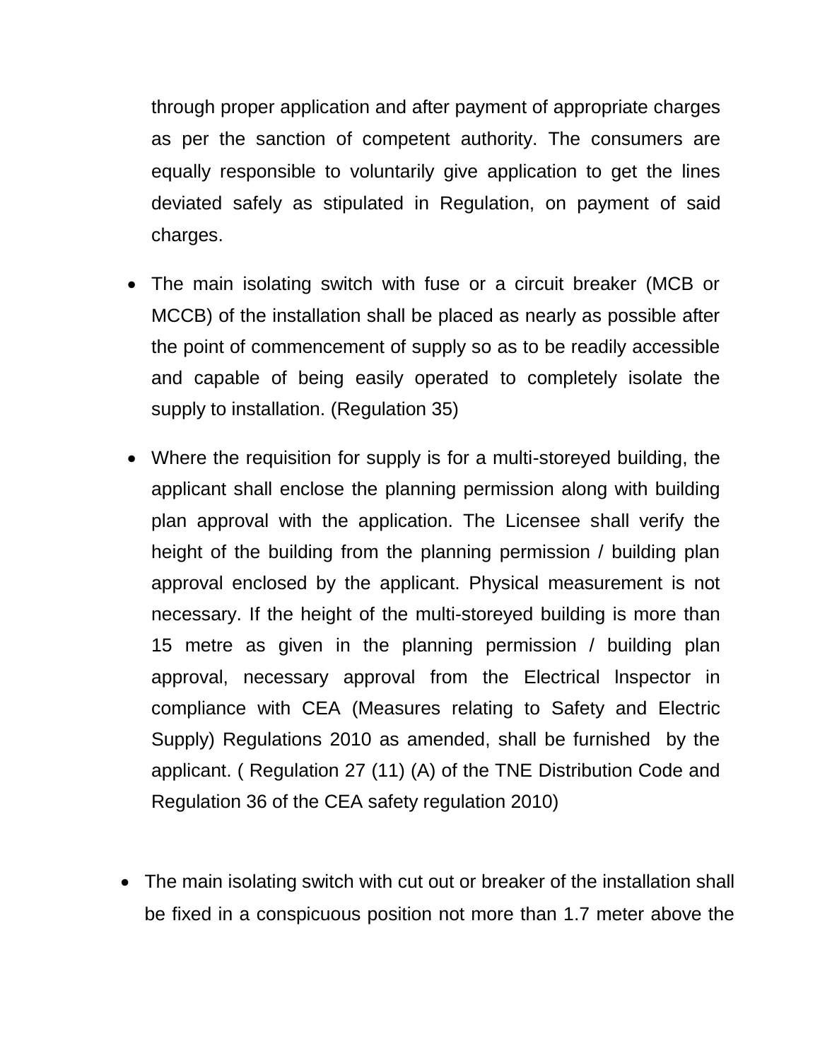through proper application and after payment of appropriate charges as per the sanction of competent authority. The consumers are equally responsible to voluntarily give application to get the lines deviated safely as stipulated in Regulation, on payment of said charges.

- The main isolating switch with fuse or a circuit breaker (MCB or MCCB) of the installation shall be placed as nearly as possible after the point of commencement of supply so as to be readily accessible and capable of being easily operated to completely isolate the supply to installation. (Regulation 35)

- Where the requisition for supply is for a multi-storeyed building, the applicant shall enclose the planning permission along with building plan approval with the application. The Licensee shall verify the height of the building from the planning permission / building plan approval enclosed by the applicant. Physical measurement is not necessary. If the height of the multi-storeyed building is more than 15 metre as given in the planning permission / building plan approval, necessary approval from the Electrical Inspector in compliance with CEA (Measures relating to Safety and Electric Supply) Regulations 2010 as amended, shall be furnished by the applicant. ( Regulation 27 (11) (A) of the TNE Distribution Code and Regulation 36 of the CEA safety regulation 2010)

- The main isolating switch with cut out or breaker of the installation shall be fixed in a conspicuous position not more than 1.7 meter above the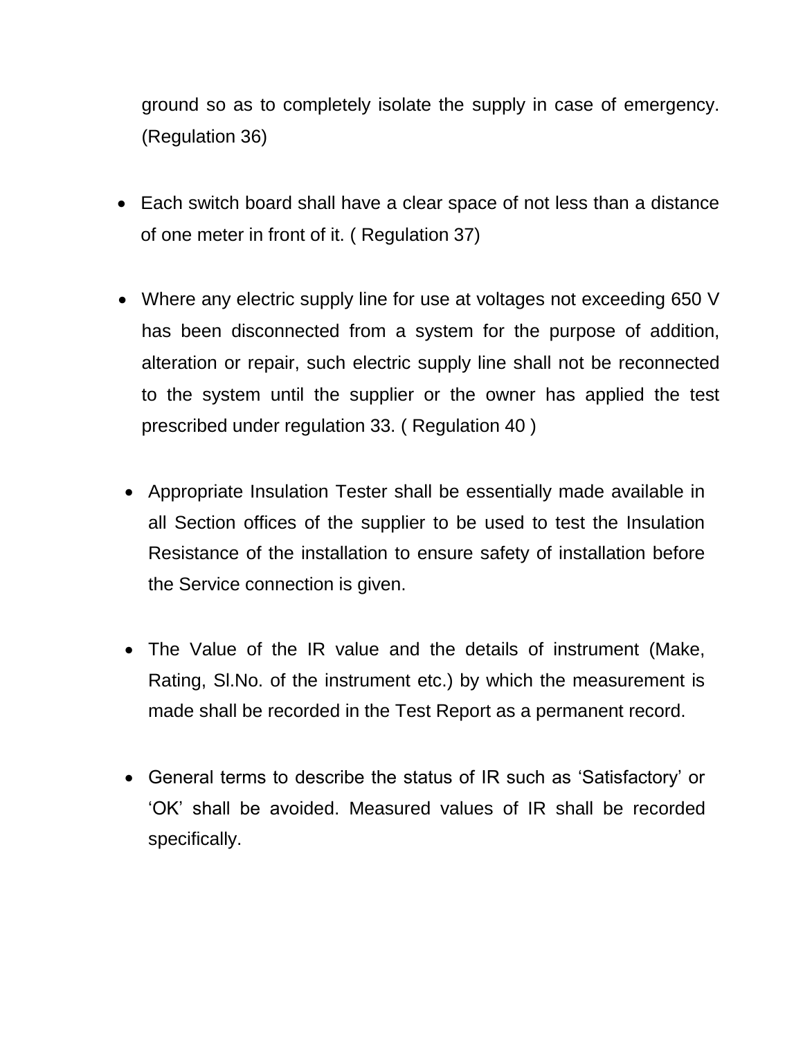ground so as to completely isolate the supply in case of emergency. (Regulation 36)

- Each switch board shall have a clear space of not less than a distance of one meter in front of it. ( Regulation 37)

- Where any electric supply line for use at voltages not exceeding 650 V has been disconnected from a system for the purpose of addition, alteration or repair, such electric supply line shall not be reconnected to the system until the supplier or the owner has applied the test prescribed under regulation 33. ( Regulation 40 )

- Appropriate Insulation Tester shall be essentially made available in all Section offices of the supplier to be used to test the Insulation Resistance of the installation to ensure safety of installation before the Service connection is given.

- The Value of the IR value and the details of instrument (Make, Rating, Sl.No. of the instrument etc.) by which the measurement is made shall be recorded in the Test Report as a permanent record.

- General terms to describe the status of IR such as ‘Satisfactory’ or ‘OK’ shall be avoided. Measured values of IR shall be recorded specifically.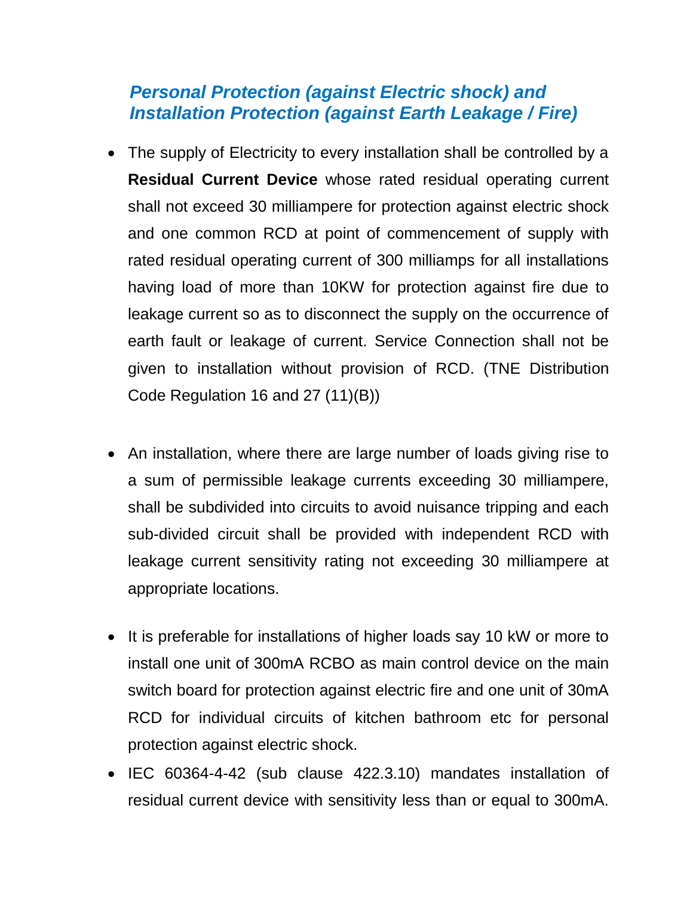## *Personal Protection (against Electric shock) and Installation Protection (against Earth Leakage / Fire)*

- The supply of Electricity to every installation shall be controlled by a **Residual Current Device** whose rated residual operating current shall not exceed 30 milliampere for protection against electric shock and one common RCD at point of commencement of supply with rated residual operating current of 300 milliamps for all installations having load of more than 10KW for protection against fire due to leakage current so as to disconnect the supply on the occurrence of earth fault or leakage of current. Service Connection shall not be given to installation without provision of RCD. (TNE Distribution Code Regulation 16 and 27 (11)(B))

- An installation, where there are large number of loads giving rise to a sum of permissible leakage currents exceeding 30 milliampere, shall be subdivided into circuits to avoid nuisance tripping and each sub-divided circuit shall be provided with independent RCD with leakage current sensitivity rating not exceeding 30 milliampere at appropriate locations.

- It is preferable for installations of higher loads say 10 kW or more to install one unit of 300mA RCBO as main control device on the main switch board for protection against electric fire and one unit of 30mA RCD for individual circuits of kitchen bathroom etc for personal protection against electric shock.
- IEC 60364-4-42 (sub clause 422.3.10) mandates installation of residual current device with sensitivity less than or equal to 300mA.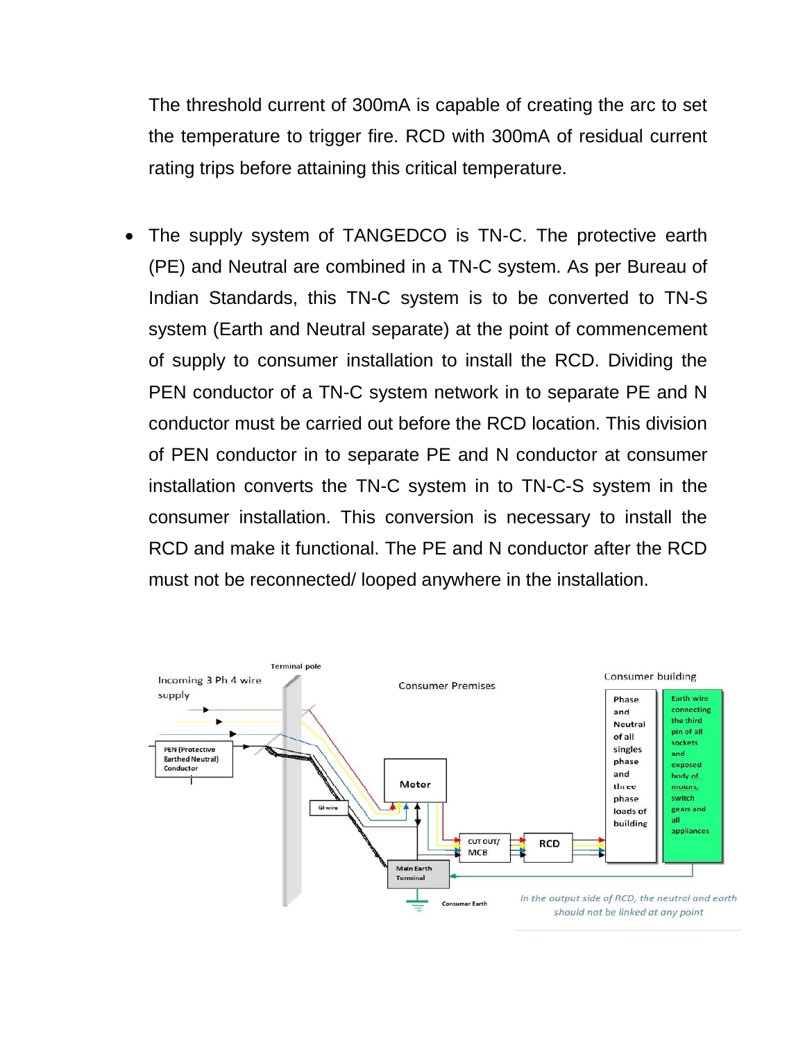The threshold current of 300mA is capable of creating the arc to set the temperature to trigger fire. RCD with 300mA of residual current rating trips before attaining this critical temperature.

- The supply system of TANGEDCO is TN-C. The protective earth (PE) and Neutral are combined in a TN-C system. As per Bureau of Indian Standards, this TN-C system is to be converted to TN-S system (Earth and Neutral separate) at the point of commencement of supply to consumer installation to install the RCD. Dividing the PEN conductor of a TN-C system network in to separate PE and N conductor must be carried out before the RCD location. This division of PEN conductor in to separate PE and N conductor at consumer installation converts the TN-C system in to TN-C-S system in the consumer installation. This conversion is necessary to install the RCD and make it functional. The PE and N conductor after the RCD must not be reconnected/ looped anywhere in the installation.

Incoming 3 Ph 4 wire supply

PEN (Protective Earthed Neutral) Conductor

Terminal pole

GI wire

Consumer Premises

Meter

Main Earth Terminal

Consumer Earth

CUT OUT/ MCB

RCD

Consumer building

Phase and Neutral of all singles phase and three phase loads of building

Earth wire connecting the third pin of all sockets and exposed body of motors, switch gears and all appliances

*In the output side of RCD, the neutral and earth should not be linked at any point*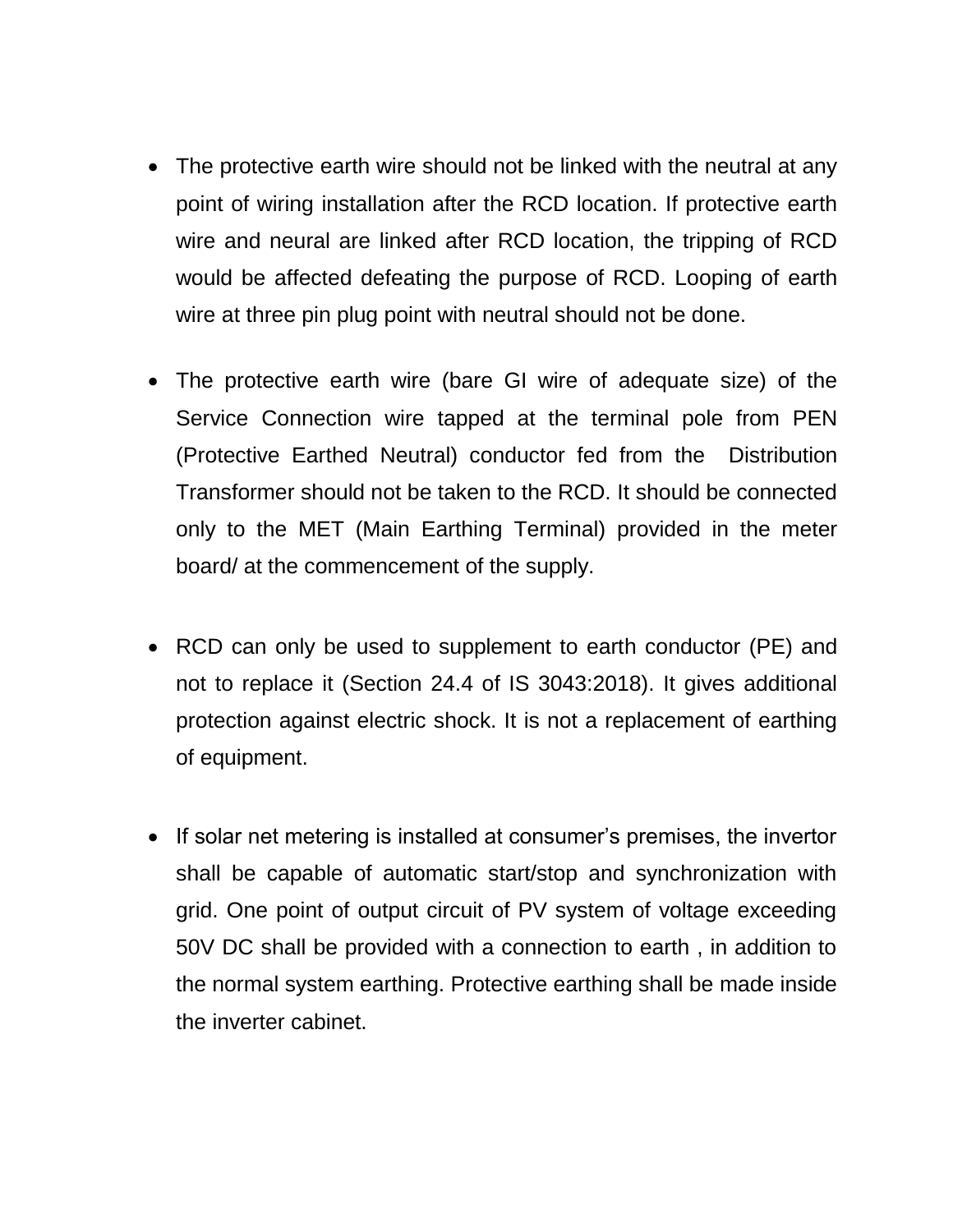- The protective earth wire should not be linked with the neutral at any point of wiring installation after the RCD location. If protective earth wire and neural are linked after RCD location, the tripping of RCD would be affected defeating the purpose of RCD. Looping of earth wire at three pin plug point with neutral should not be done.

- The protective earth wire (bare GI wire of adequate size) of the Service Connection wire tapped at the terminal pole from PEN (Protective Earthed Neutral) conductor fed from the Distribution Transformer should not be taken to the RCD. It should be connected only to the MET (Main Earthing Terminal) provided in the meter board/ at the commencement of the supply.

- RCD can only be used to supplement to earth conductor (PE) and not to replace it (Section 24.4 of IS 3043:2018). It gives additional protection against electric shock. It is not a replacement of earthing of equipment.

- If solar net metering is installed at consumer's premises, the invertor shall be capable of automatic start/stop and synchronization with grid. One point of output circuit of PV system of voltage exceeding 50V DC shall be provided with a connection to earth , in addition to the normal system earthing. Protective earthing shall be made inside the inverter cabinet.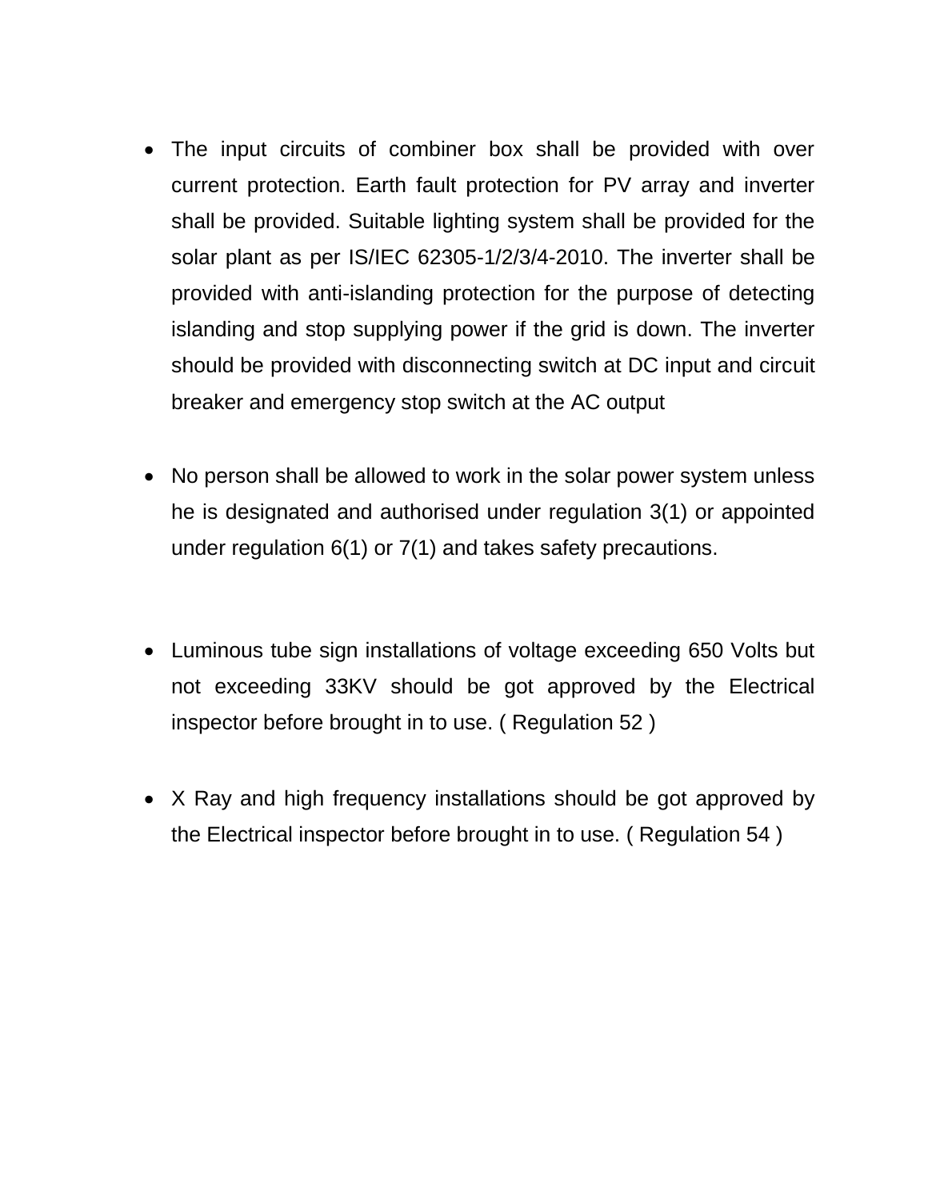- The input circuits of combiner box shall be provided with over current protection. Earth fault protection for PV array and inverter shall be provided. Suitable lighting system shall be provided for the solar plant as per IS/IEC 62305-1/2/3/4-2010. The inverter shall be provided with anti-islanding protection for the purpose of detecting islanding and stop supplying power if the grid is down. The inverter should be provided with disconnecting switch at DC input and circuit breaker and emergency stop switch at the AC output

- No person shall be allowed to work in the solar power system unless he is designated and authorised under regulation 3(1) or appointed under regulation 6(1) or 7(1) and takes safety precautions.

- Luminous tube sign installations of voltage exceeding 650 Volts but not exceeding 33KV should be got approved by the Electrical inspector before brought in to use. ( Regulation 52 )

- X Ray and high frequency installations should be got approved by the Electrical inspector before brought in to use. ( Regulation 54 )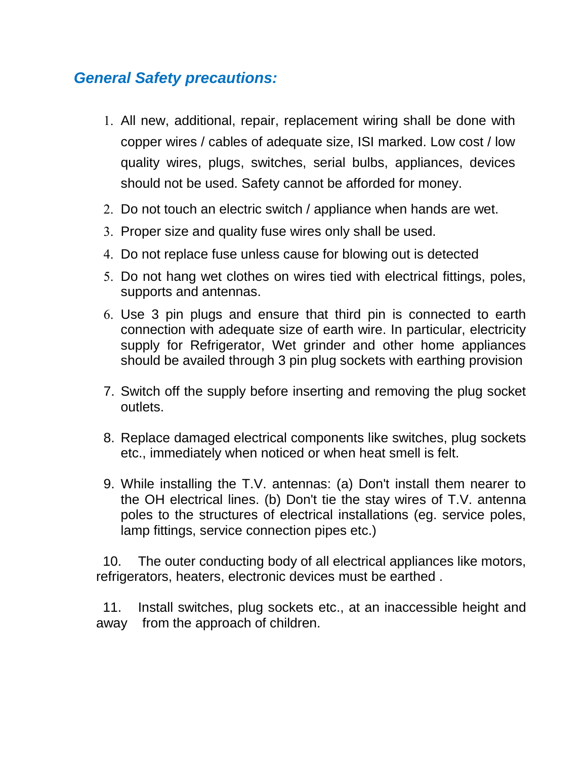## *General Safety precautions:*

1. All new, additional, repair, replacement wiring shall be done with copper wires / cables of adequate size, ISI marked. Low cost / low quality wires, plugs, switches, serial bulbs, appliances, devices should not be used. Safety cannot be afforded for money.
2. Do not touch an electric switch / appliance when hands are wet.
3. Proper size and quality fuse wires only shall be used.
4. Do not replace fuse unless cause for blowing out is detected
5. Do not hang wet clothes on wires tied with electrical fittings, poles, supports and antennas.
6. Use 3 pin plugs and ensure that third pin is connected to earth connection with adequate size of earth wire. In particular, electricity supply for Refrigerator, Wet grinder and other home appliances should be availed through 3 pin plug sockets with earthing provision
7. Switch off the supply before inserting and removing the plug socket outlets.
8. Replace damaged electrical components like switches, plug sockets etc., immediately when noticed or when heat smell is felt.
9. While installing the T.V. antennas: (a) Don't install them nearer to the OH electrical lines. (b) Don't tie the stay wires of T.V. antenna poles to the structures of electrical installations (eg. service poles, lamp fittings, service connection pipes etc.)
10. The outer conducting body of all electrical appliances like motors, refrigerators, heaters, electronic devices must be earthed .
11. Install switches, plug sockets etc., at an inaccessible height and away from the approach of children.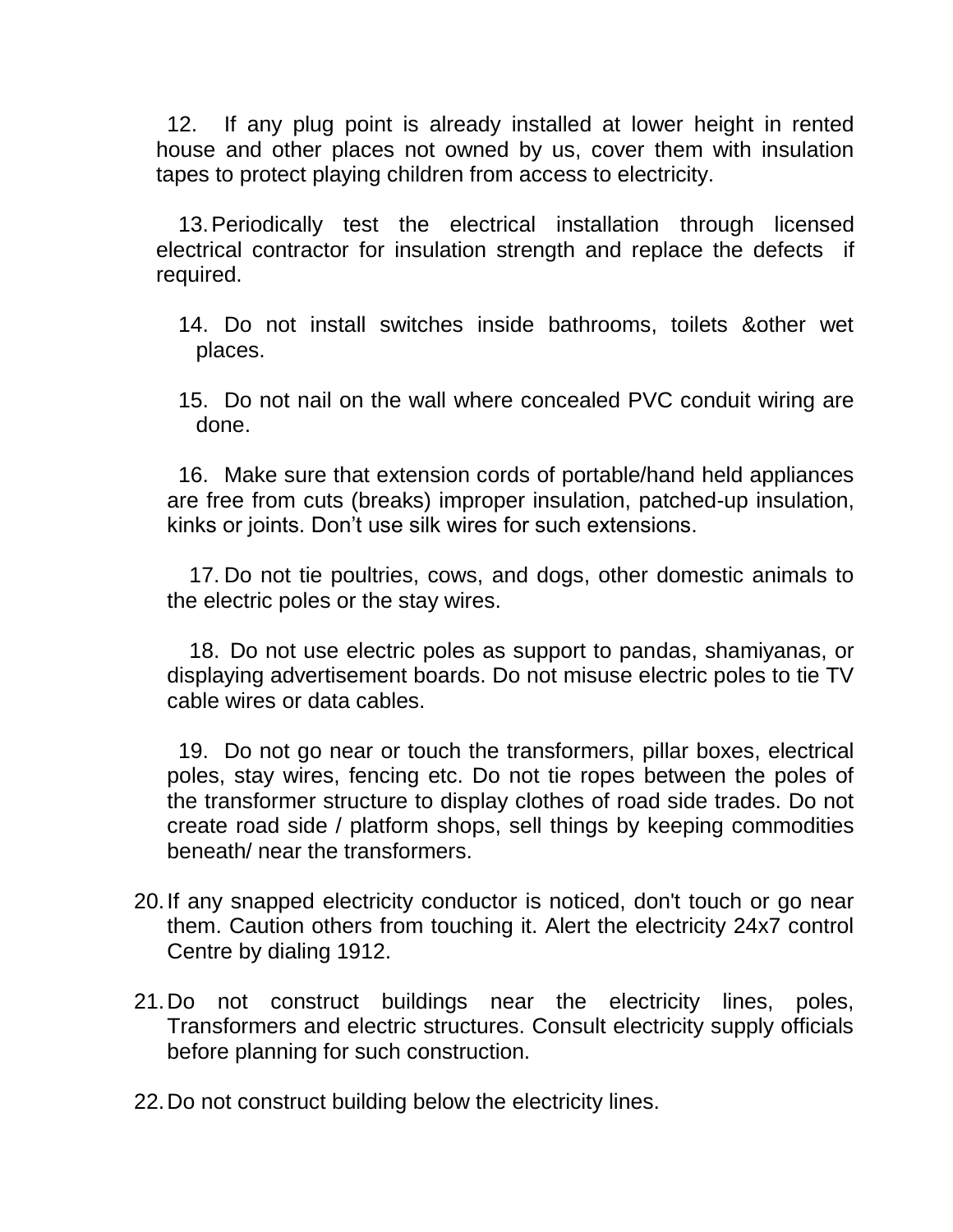12. If any plug point is already installed at lower height in rented house and other places not owned by us, cover them with insulation tapes to protect playing children from access to electricity.

13. Periodically test the electrical installation through licensed electrical contractor for insulation strength and replace the defects if required.

14. Do not install switches inside bathrooms, toilets &other wet places.

15. Do not nail on the wall where concealed PVC conduit wiring are done.

16. Make sure that extension cords of portable/hand held appliances are free from cuts (breaks) improper insulation, patched-up insulation, kinks or joints. Don’t use silk wires for such extensions.

17. Do not tie poultries, cows, and dogs, other domestic animals to the electric poles or the stay wires.

18. Do not use electric poles as support to pandas, shamiyanas, or displaying advertisement boards. Do not misuse electric poles to tie TV cable wires or data cables.

19. Do not go near or touch the transformers, pillar boxes, electrical poles, stay wires, fencing etc. Do not tie ropes between the poles of the transformer structure to display clothes of road side trades. Do not create road side / platform shops, sell things by keeping commodities beneath/ near the transformers.

20. If any snapped electricity conductor is noticed, don't touch or go near them. Caution others from touching it. Alert the electricity 24x7 control Centre by dialing 1912.

21. Do not construct buildings near the electricity lines, poles, Transformers and electric structures. Consult electricity supply officials before planning for such construction.

22. Do not construct building below the electricity lines.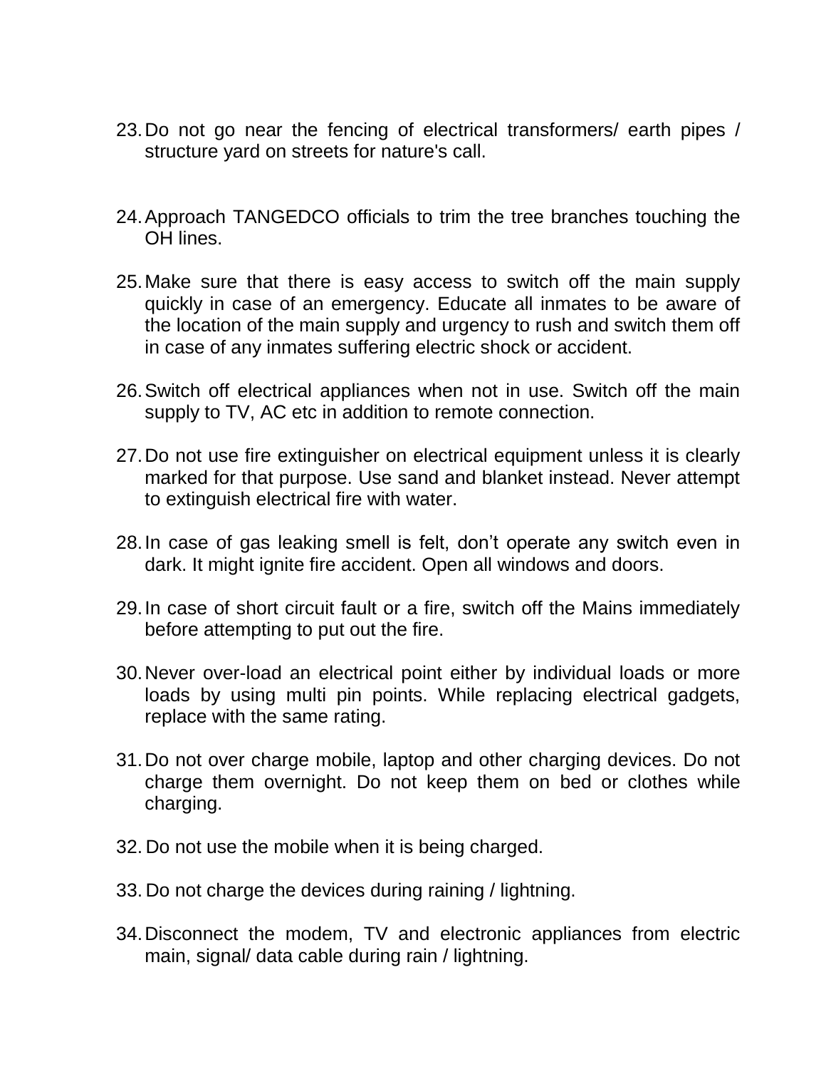23. Do not go near the fencing of electrical transformers/ earth pipes / structure yard on streets for nature's call.

24. Approach TANGEDCO officials to trim the tree branches touching the OH lines.

25. Make sure that there is easy access to switch off the main supply quickly in case of an emergency. Educate all inmates to be aware of the location of the main supply and urgency to rush and switch them off in case of any inmates suffering electric shock or accident.

26. Switch off electrical appliances when not in use. Switch off the main supply to TV, AC etc in addition to remote connection.

27. Do not use fire extinguisher on electrical equipment unless it is clearly marked for that purpose. Use sand and blanket instead. Never attempt to extinguish electrical fire with water.

28. In case of gas leaking smell is felt, don't operate any switch even in dark. It might ignite fire accident. Open all windows and doors.

29. In case of short circuit fault or a fire, switch off the Mains immediately before attempting to put out the fire.

30. Never over-load an electrical point either by individual loads or more loads by using multi pin points. While replacing electrical gadgets, replace with the same rating.

31. Do not over charge mobile, laptop and other charging devices. Do not charge them overnight. Do not keep them on bed or clothes while charging.

32. Do not use the mobile when it is being charged.

33. Do not charge the devices during raining / lightning.

34. Disconnect the modem, TV and electronic appliances from electric main, signal/ data cable during rain / lightning.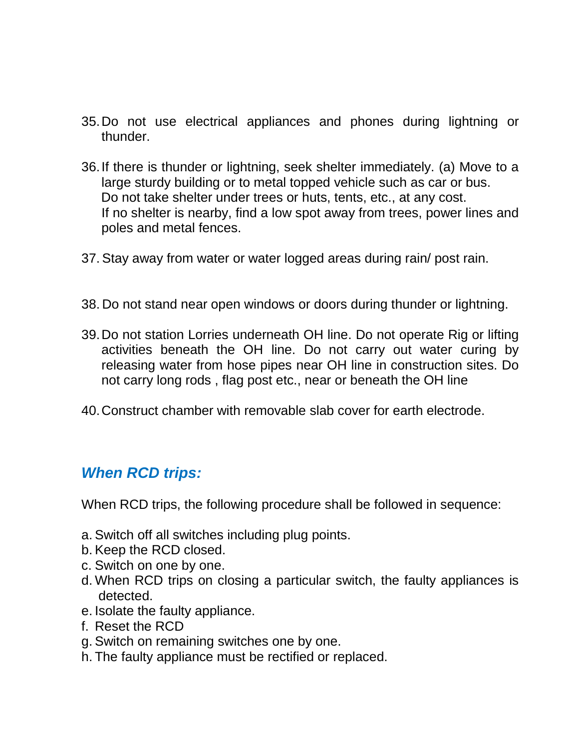35. Do not use electrical appliances and phones during lightning or thunder.

36. If there is thunder or lightning, seek shelter immediately. (a) Move to a large sturdy building or to metal topped vehicle such as car or bus. Do not take shelter under trees or huts, tents, etc., at any cost. If no shelter is nearby, find a low spot away from trees, power lines and poles and metal fences.

37. Stay away from water or water logged areas during rain/ post rain.

38. Do not stand near open windows or doors during thunder or lightning.

39. Do not station Lorries underneath OH line. Do not operate Rig or lifting activities beneath the OH line. Do not carry out water curing by releasing water from hose pipes near OH line in construction sites. Do not carry long rods , flag post etc., near or beneath the OH line

40. Construct chamber with removable slab cover for earth electrode.

## *When RCD trips:*

When RCD trips, the following procedure shall be followed in sequence:

a. Switch off all switches including plug points.
b. Keep the RCD closed.
c. Switch on one by one.
d. When RCD trips on closing a particular switch, the faulty appliances is detected.
e. Isolate the faulty appliance.
f. Reset the RCD
g. Switch on remaining switches one by one.
h. The faulty appliance must be rectified or replaced.